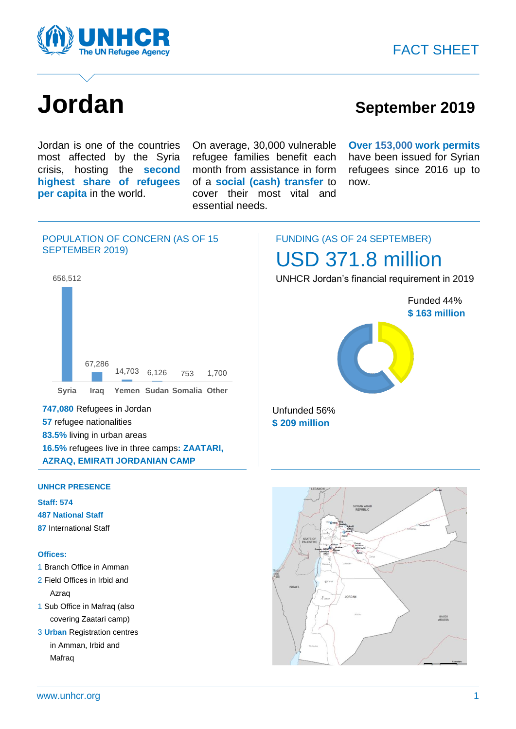FACT SHEET

# Jordan

## September 2019

Jordan is one of the countries most affected by the Syria crisis, hosting the **second highest share of refugees per capita** in the world.

On average, 30,000 vulnerable refugee families benefit each month from assistance in form of a **social (cash) transfer** to cover their most vital and essential needs.

**Over 153,000 work permits** have been issued for Syrian refugees since 2016 up to now.

### POPULATION OF CONCERN (AS OF 15 SEPTEMBER 2019)

656,512
67,286
14,703
6,126
753
1,700

Syria
Iraq
Yemen
Sudan
Somalia
Other

**747,080** Refugees in Jordan
**57** refugee nationalities
**83.5%** living in urban areas
**16.5%** refugees live in three camps: **ZAATARI, AZRAQ, EMIRATI JORDANIAN CAMP**

### FUNDING (AS OF 24 SEPTEMBER)

## USD 371.8 million

UNHCR Jordan's financial requirement in 2019

Funded 44%
**$ 163 million**

Unfunded 56%
**$ 209 million**

### UNHCR PRESENCE

**Staff: 574**
**487 National Staff**
**87** International Staff

**Offices:**
1 Branch Office in Amman
2 Field Offices in Irbid and Azraq
1 Sub Office in Mafraq (also covering Zaatari camp)
3 **Urban** Registration centres in Amman, Irbid and Mafraq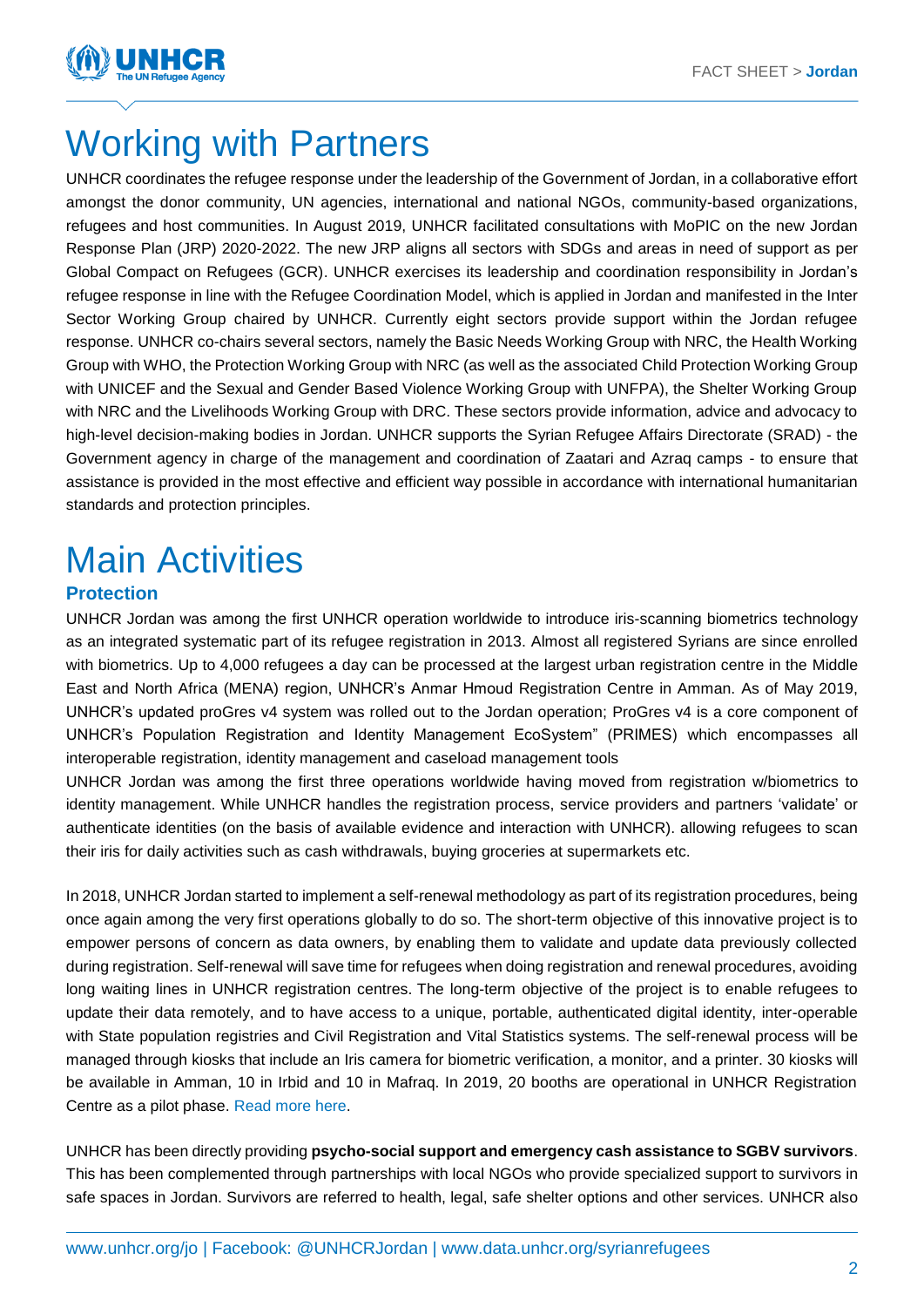# Working with Partners

UNHCR coordinates the refugee response under the leadership of the Government of Jordan, in a collaborative effort amongst the donor community, UN agencies, international and national NGOs, community-based organizations, refugees and host communities. In August 2019, UNHCR facilitated consultations with MoPIC on the new Jordan Response Plan (JRP) 2020-2022. The new JRP aligns all sectors with SDGs and areas in need of support as per Global Compact on Refugees (GCR). UNHCR exercises its leadership and coordination responsibility in Jordan's refugee response in line with the Refugee Coordination Model, which is applied in Jordan and manifested in the Inter Sector Working Group chaired by UNHCR. Currently eight sectors provide support within the Jordan refugee response. UNHCR co-chairs several sectors, namely the Basic Needs Working Group with NRC, the Health Working Group with WHO, the Protection Working Group with NRC (as well as the associated Child Protection Working Group with UNICEF and the Sexual and Gender Based Violence Working Group with UNFPA), the Shelter Working Group with NRC and the Livelihoods Working Group with DRC. These sectors provide information, advice and advocacy to high-level decision-making bodies in Jordan. UNHCR supports the Syrian Refugee Affairs Directorate (SRAD) - the Government agency in charge of the management and coordination of Zaatari and Azraq camps - to ensure that assistance is provided in the most effective and efficient way possible in accordance with international humanitarian standards and protection principles.

# Main Activities

## Protection

UNHCR Jordan was among the first UNHCR operation worldwide to introduce iris-scanning biometrics technology as an integrated systematic part of its refugee registration in 2013. Almost all registered Syrians are since enrolled with biometrics. Up to 4,000 refugees a day can be processed at the largest urban registration centre in the Middle East and North Africa (MENA) region, UNHCR's Anmar Hmoud Registration Centre in Amman. As of May 2019, UNHCR's updated proGres v4 system was rolled out to the Jordan operation; ProGres v4 is a core component of UNHCR's Population Registration and Identity Management EcoSystem" (PRIMES) which encompasses all interoperable registration, identity management and caseload management tools

UNHCR Jordan was among the first three operations worldwide having moved from registration w/biometrics to identity management. While UNHCR handles the registration process, service providers and partners 'validate' or authenticate identities (on the basis of available evidence and interaction with UNHCR). allowing refugees to scan their iris for daily activities such as cash withdrawals, buying groceries at supermarkets etc.

In 2018, UNHCR Jordan started to implement a self-renewal methodology as part of its registration procedures, being once again among the very first operations globally to do so. The short-term objective of this innovative project is to empower persons of concern as data owners, by enabling them to validate and update data previously collected during registration. Self-renewal will save time for refugees when doing registration and renewal procedures, avoiding long waiting lines in UNHCR registration centres. The long-term objective of the project is to enable refugees to update their data remotely, and to have access to a unique, portable, authenticated digital identity, inter-operable with State population registries and Civil Registration and Vital Statistics systems. The self-renewal process will be managed through kiosks that include an Iris camera for biometric verification, a monitor, and a printer. 30 kiosks will be available in Amman, 10 in Irbid and 10 in Mafraq. In 2019, 20 booths are operational in UNHCR Registration Centre as a pilot phase. Read more here.

UNHCR has been directly providing **psycho-social support and emergency cash assistance to SGBV survivors**. This has been complemented through partnerships with local NGOs who provide specialized support to survivors in safe spaces in Jordan. Survivors are referred to health, legal, safe shelter options and other services. UNHCR also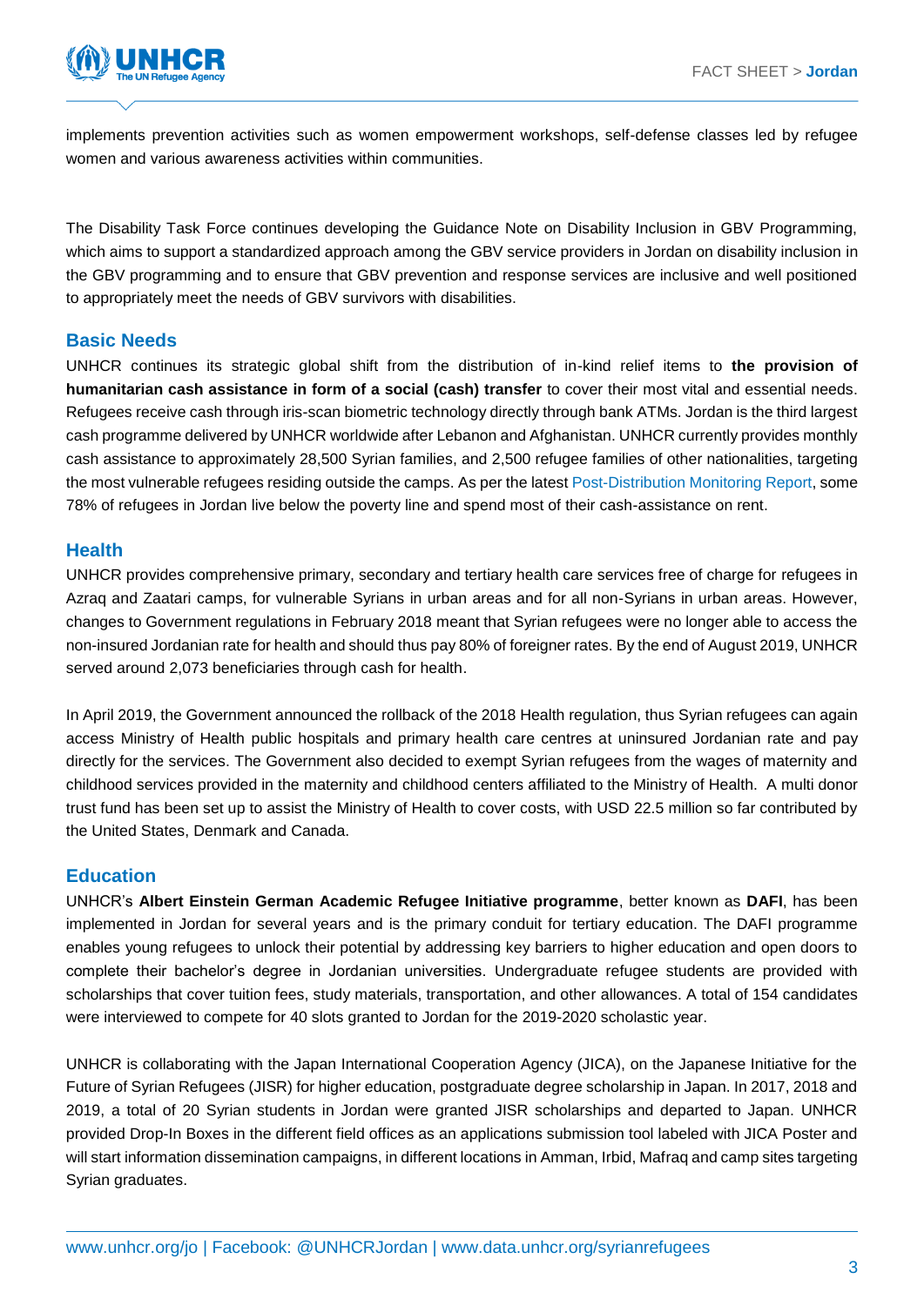implements prevention activities such as women empowerment workshops, self-defense classes led by refugee women and various awareness activities within communities.

The Disability Task Force continues developing the Guidance Note on Disability Inclusion in GBV Programming, which aims to support a standardized approach among the GBV service providers in Jordan on disability inclusion in the GBV programming and to ensure that GBV prevention and response services are inclusive and well positioned to appropriately meet the needs of GBV survivors with disabilities.

## Basic Needs

UNHCR continues its strategic global shift from the distribution of in-kind relief items to **the provision of humanitarian cash assistance in form of a social (cash) transfer** to cover their most vital and essential needs. Refugees receive cash through iris-scan biometric technology directly through bank ATMs. Jordan is the third largest cash programme delivered by UNHCR worldwide after Lebanon and Afghanistan. UNHCR currently provides monthly cash assistance to approximately 28,500 Syrian families, and 2,500 refugee families of other nationalities, targeting the most vulnerable refugees residing outside the camps. As per the latest Post-Distribution Monitoring Report, some 78% of refugees in Jordan live below the poverty line and spend most of their cash-assistance on rent.

## Health

UNHCR provides comprehensive primary, secondary and tertiary health care services free of charge for refugees in Azraq and Zaatari camps, for vulnerable Syrians in urban areas and for all non-Syrians in urban areas. However, changes to Government regulations in February 2018 meant that Syrian refugees were no longer able to access the non-insured Jordanian rate for health and should thus pay 80% of foreigner rates. By the end of August 2019, UNHCR served around 2,073 beneficiaries through cash for health.

In April 2019, the Government announced the rollback of the 2018 Health regulation, thus Syrian refugees can again access Ministry of Health public hospitals and primary health care centres at uninsured Jordanian rate and pay directly for the services. The Government also decided to exempt Syrian refugees from the wages of maternity and childhood services provided in the maternity and childhood centers affiliated to the Ministry of Health. A multi donor trust fund has been set up to assist the Ministry of Health to cover costs, with USD 22.5 million so far contributed by the United States, Denmark and Canada.

## Education

UNHCR's **Albert Einstein German Academic Refugee Initiative programme**, better known as **DAFI**, has been implemented in Jordan for several years and is the primary conduit for tertiary education. The DAFI programme enables young refugees to unlock their potential by addressing key barriers to higher education and open doors to complete their bachelor's degree in Jordanian universities. Undergraduate refugee students are provided with scholarships that cover tuition fees, study materials, transportation, and other allowances. A total of 154 candidates were interviewed to compete for 40 slots granted to Jordan for the 2019-2020 scholastic year.

UNHCR is collaborating with the Japan International Cooperation Agency (JICA), on the Japanese Initiative for the Future of Syrian Refugees (JISR) for higher education, postgraduate degree scholarship in Japan. In 2017, 2018 and 2019, a total of 20 Syrian students in Jordan were granted JISR scholarships and departed to Japan. UNHCR provided Drop-In Boxes in the different field offices as an applications submission tool labeled with JICA Poster and will start information dissemination campaigns, in different locations in Amman, Irbid, Mafraq and camp sites targeting Syrian graduates.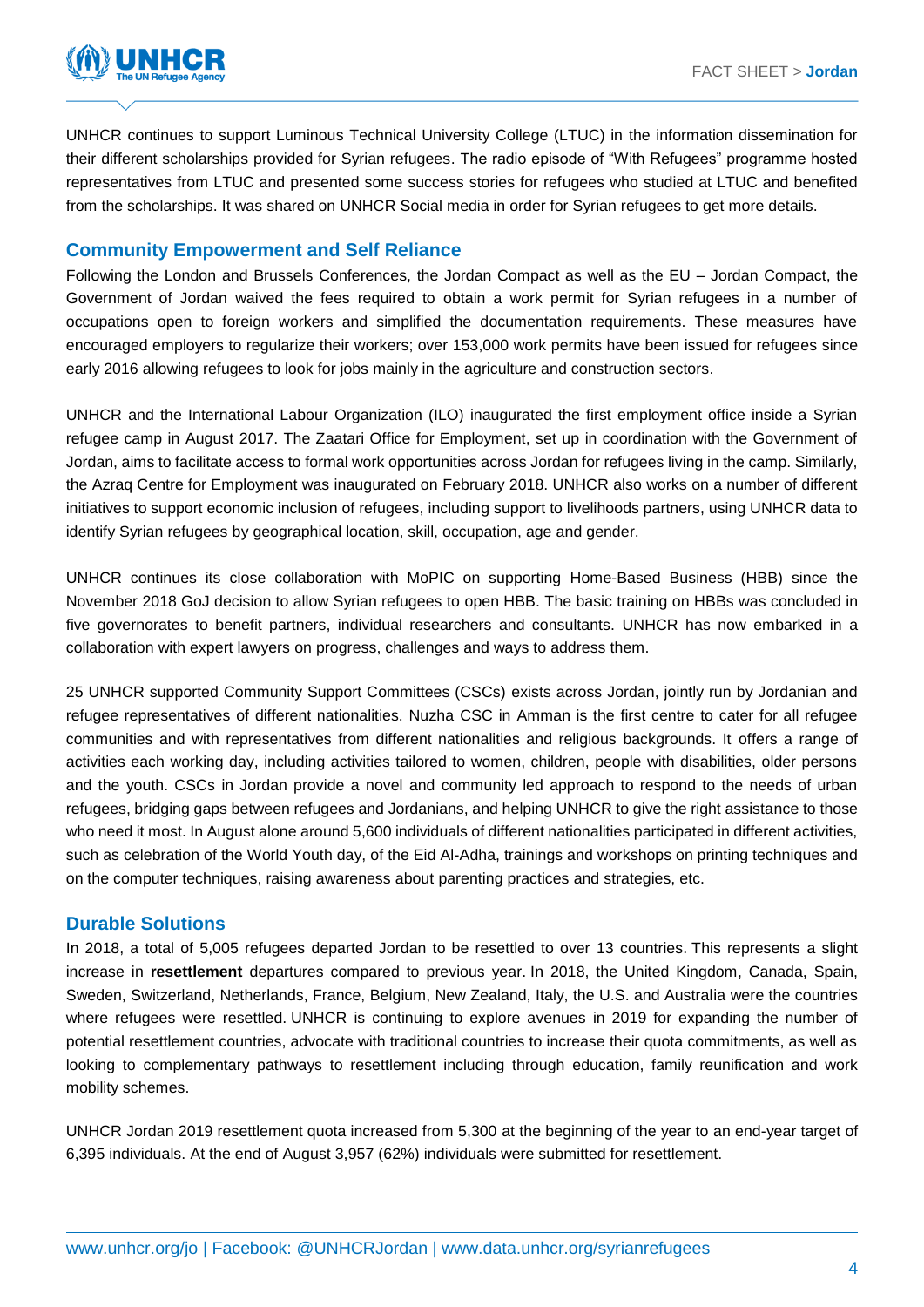UNHCR continues to support Luminous Technical University College (LTUC) in the information dissemination for their different scholarships provided for Syrian refugees. The radio episode of "With Refugees" programme hosted representatives from LTUC and presented some success stories for refugees who studied at LTUC and benefited from the scholarships. It was shared on UNHCR Social media in order for Syrian refugees to get more details.

## Community Empowerment and Self Reliance

Following the London and Brussels Conferences, the Jordan Compact as well as the EU – Jordan Compact, the Government of Jordan waived the fees required to obtain a work permit for Syrian refugees in a number of occupations open to foreign workers and simplified the documentation requirements. These measures have encouraged employers to regularize their workers; over 153,000 work permits have been issued for refugees since early 2016 allowing refugees to look for jobs mainly in the agriculture and construction sectors.

UNHCR and the International Labour Organization (ILO) inaugurated the first employment office inside a Syrian refugee camp in August 2017. The Zaatari Office for Employment, set up in coordination with the Government of Jordan, aims to facilitate access to formal work opportunities across Jordan for refugees living in the camp. Similarly, the Azraq Centre for Employment was inaugurated on February 2018. UNHCR also works on a number of different initiatives to support economic inclusion of refugees, including support to livelihoods partners, using UNHCR data to identify Syrian refugees by geographical location, skill, occupation, age and gender.

UNHCR continues its close collaboration with MoPIC on supporting Home-Based Business (HBB) since the November 2018 GoJ decision to allow Syrian refugees to open HBB. The basic training on HBBs was concluded in five governorates to benefit partners, individual researchers and consultants. UNHCR has now embarked in a collaboration with expert lawyers on progress, challenges and ways to address them.

25 UNHCR supported Community Support Committees (CSCs) exists across Jordan, jointly run by Jordanian and refugee representatives of different nationalities. Nuzha CSC in Amman is the first centre to cater for all refugee communities and with representatives from different nationalities and religious backgrounds. It offers a range of activities each working day, including activities tailored to women, children, people with disabilities, older persons and the youth. CSCs in Jordan provide a novel and community led approach to respond to the needs of urban refugees, bridging gaps between refugees and Jordanians, and helping UNHCR to give the right assistance to those who need it most. In August alone around 5,600 individuals of different nationalities participated in different activities, such as celebration of the World Youth day, of the Eid Al-Adha, trainings and workshops on printing techniques and on the computer techniques, raising awareness about parenting practices and strategies, etc.

## Durable Solutions

In 2018, a total of 5,005 refugees departed Jordan to be resettled to over 13 countries. This represents a slight increase in **resettlement** departures compared to previous year. In 2018, the United Kingdom, Canada, Spain, Sweden, Switzerland, Netherlands, France, Belgium, New Zealand, Italy, the U.S. and Australia were the countries where refugees were resettled. UNHCR is continuing to explore avenues in 2019 for expanding the number of potential resettlement countries, advocate with traditional countries to increase their quota commitments, as well as looking to complementary pathways to resettlement including through education, family reunification and work mobility schemes.

UNHCR Jordan 2019 resettlement quota increased from 5,300 at the beginning of the year to an end-year target of 6,395 individuals. At the end of August 3,957 (62%) individuals were submitted for resettlement.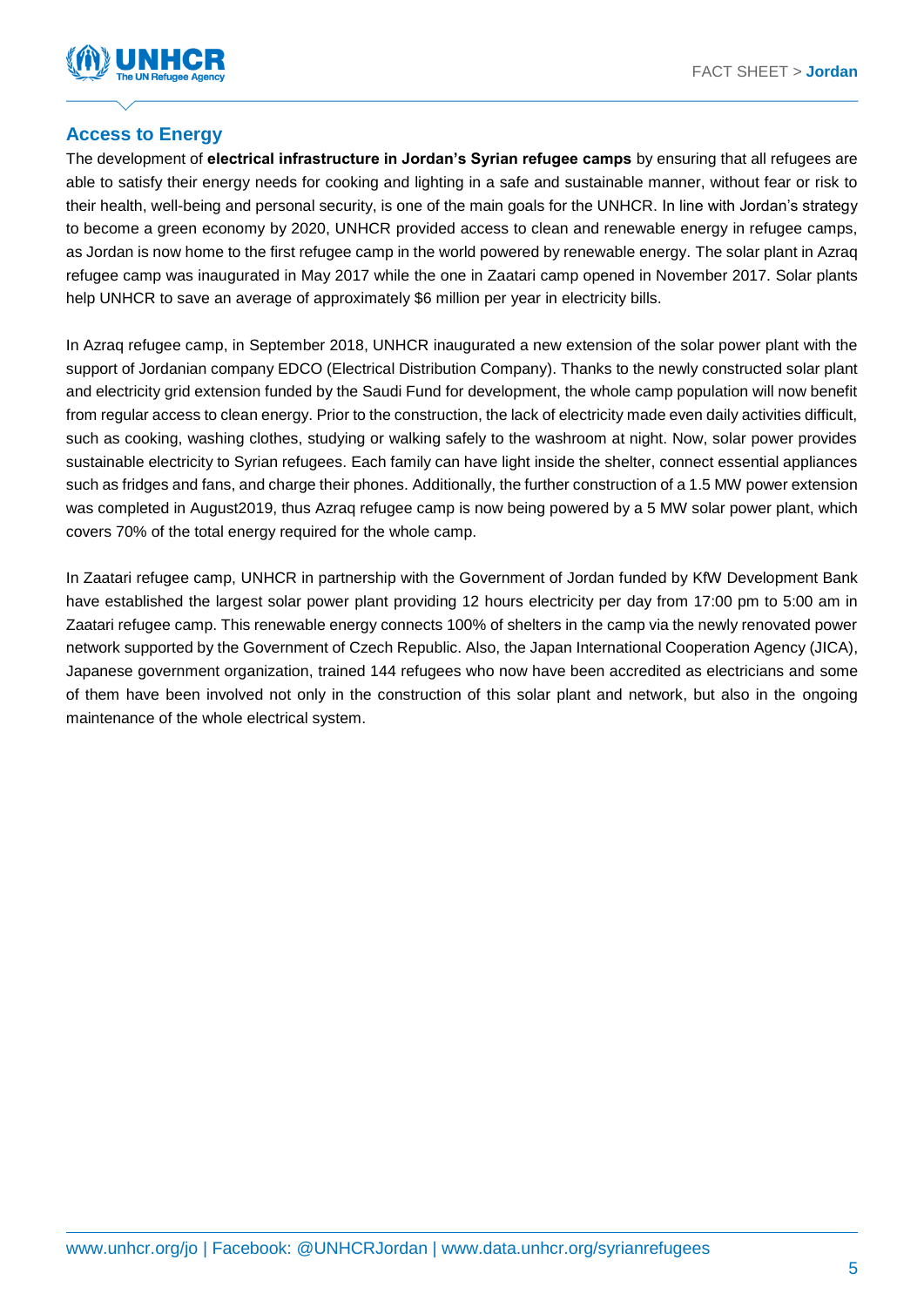## Access to Energy

The development of **electrical infrastructure in Jordan's Syrian refugee camps** by ensuring that all refugees are able to satisfy their energy needs for cooking and lighting in a safe and sustainable manner, without fear or risk to their health, well-being and personal security, is one of the main goals for the UNHCR. In line with Jordan's strategy to become a green economy by 2020, UNHCR provided access to clean and renewable energy in refugee camps, as Jordan is now home to the first refugee camp in the world powered by renewable energy. The solar plant in Azraq refugee camp was inaugurated in May 2017 while the one in Zaatari camp opened in November 2017. Solar plants help UNHCR to save an average of approximately $6 million per year in electricity bills.

In Azraq refugee camp, in September 2018, UNHCR inaugurated a new extension of the solar power plant with the support of Jordanian company EDCO (Electrical Distribution Company). Thanks to the newly constructed solar plant and electricity grid extension funded by the Saudi Fund for development, the whole camp population will now benefit from regular access to clean energy. Prior to the construction, the lack of electricity made even daily activities difficult, such as cooking, washing clothes, studying or walking safely to the washroom at night. Now, solar power provides sustainable electricity to Syrian refugees. Each family can have light inside the shelter, connect essential appliances such as fridges and fans, and charge their phones. Additionally, the further construction of a 1.5 MW power extension was completed in August2019, thus Azraq refugee camp is now being powered by a 5 MW solar power plant, which covers 70% of the total energy required for the whole camp.

In Zaatari refugee camp, UNHCR in partnership with the Government of Jordan funded by KfW Development Bank have established the largest solar power plant providing 12 hours electricity per day from 17:00 pm to 5:00 am in Zaatari refugee camp. This renewable energy connects 100% of shelters in the camp via the newly renovated power network supported by the Government of Czech Republic. Also, the Japan International Cooperation Agency (JICA), Japanese government organization, trained 144 refugees who now have been accredited as electricians and some of them have been involved not only in the construction of this solar plant and network, but also in the ongoing maintenance of the whole electrical system.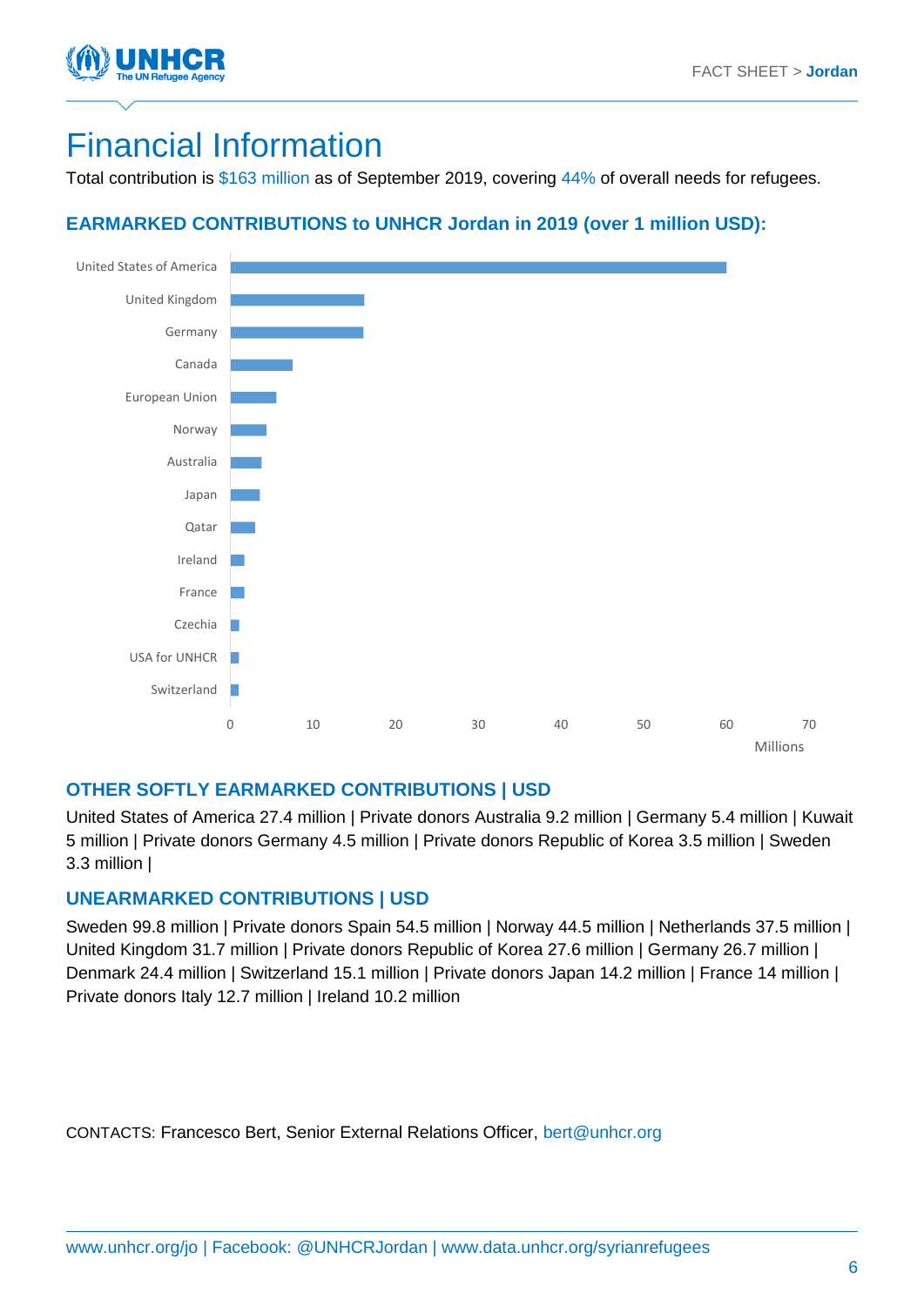# Financial Information

Total contribution is $163 million as of September 2019, covering 44% of overall needs for refugees.

## EARMARKED CONTRIBUTIONS to UNHCR Jordan in 2019 (over 1 million USD):

United States of America
United Kingdom
Germany
Canada
European Union
Norway
Australia
Japan
Qatar
Ireland
France
Czechia
USA for UNHCR
Switzerland

0 10 20 30 40 50 60 70
Millions

## OTHER SOFTLY EARMARKED CONTRIBUTIONS | USD

United States of America 27.4 million | Private donors Australia 9.2 million | Germany 5.4 million | Kuwait 5 million | Private donors Germany 4.5 million | Private donors Republic of Korea 3.5 million | Sweden 3.3 million |

## UNEARMARKED CONTRIBUTIONS | USD

Sweden 99.8 million | Private donors Spain 54.5 million | Norway 44.5 million | Netherlands 37.5 million | United Kingdom 31.7 million | Private donors Republic of Korea 27.6 million | Germany 26.7 million | Denmark 24.4 million | Switzerland 15.1 million | Private donors Japan 14.2 million | France 14 million | Private donors Italy 12.7 million | Ireland 10.2 million

CONTACTS: Francesco Bert, Senior External Relations Officer, bert@unhcr.org

www.unhcr.org/jo | Facebook: @UNHCRJordan | www.data.unhcr.org/syrianrefugees